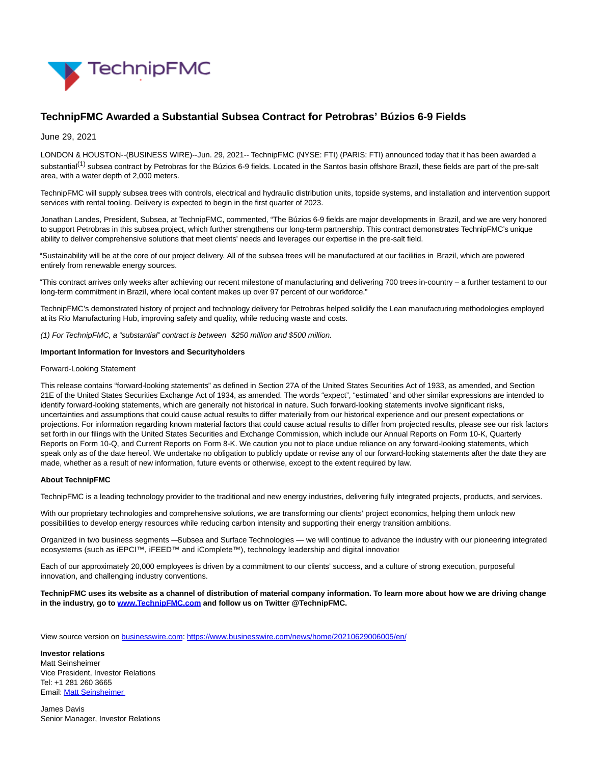# TechnipFMC Awarded a Substantial Subsea Contract for Petrobras' Búzios 6-9 Fields

June 29, 2021

LONDON & HOUSTON--(BUSINESS WIRE)--Jun. 29, 2021-- TechnipFMC (NYSE: FTI) (PARIS: FTI) announced today that it has been awarded a substantial(1) subsea contract by Petrobras for the Búzios 6-9 fields. Located in the Santos basin offshore Brazil, these fields are part of the pre-salt area, with a water depth of 2,000 meters.

TechnipFMC will supply subsea trees with controls, electrical and hydraulic distribution units, topside systems, and installation and intervention support services with rental tooling. Delivery is expected to begin in the first quarter of 2023.

Jonathan Landes, President, Subsea, at TechnipFMC, commented, "The Búzios 6-9 fields are major developments in Brazil, and we are very honored to support Petrobras in this subsea project, which further strengthens our long-term partnership. This contract demonstrates TechnipFMC's unique ability to deliver comprehensive solutions that meet clients' needs and leverages our expertise in the pre-salt field.

"Sustainability will be at the core of our project delivery. All of the subsea trees will be manufactured at our facilities in Brazil, which are powered entirely from renewable energy sources.

"This contract arrives only weeks after achieving our recent milestone of manufacturing and delivering 700 trees in-country – a further testament to our long-term commitment in Brazil, where local content makes up over 97 percent of our workforce."

TechnipFMC's demonstrated history of project and technology delivery for Petrobras helped solidify the Lean manufacturing methodologies employed at its Rio Manufacturing Hub, improving safety and quality, while reducing waste and costs.

*(1) For TechnipFMC, a "substantial" contract is between $250 million and $500 million.*

**Important Information for Investors and Securityholders**

Forward-Looking Statement

This release contains "forward-looking statements" as defined in Section 27A of the United States Securities Act of 1933, as amended, and Section 21E of the United States Securities Exchange Act of 1934, as amended. The words "expect", "estimated" and other similar expressions are intended to identify forward-looking statements, which are generally not historical in nature. Such forward-looking statements involve significant risks, uncertainties and assumptions that could cause actual results to differ materially from our historical experience and our present expectations or projections. For information regarding known material factors that could cause actual results to differ from projected results, please see our risk factors set forth in our filings with the United States Securities and Exchange Commission, which include our Annual Reports on Form 10-K, Quarterly Reports on Form 10-Q, and Current Reports on Form 8-K. We caution you not to place undue reliance on any forward-looking statements, which speak only as of the date hereof. We undertake no obligation to publicly update or revise any of our forward-looking statements after the date they are made, whether as a result of new information, future events or otherwise, except to the extent required by law.

**About TechnipFMC**

TechnipFMC is a leading technology provider to the traditional and new energy industries, delivering fully integrated projects, products, and services.

With our proprietary technologies and comprehensive solutions, we are transforming our clients' project economics, helping them unlock new possibilities to develop energy resources while reducing carbon intensity and supporting their energy transition ambitions.

Organized in two business segments — Subsea and Surface Technologies — we will continue to advance the industry with our pioneering integrated ecosystems (such as iEPCI™, iFEED™ and iComplete™), technology leadership and digital innovation

Each of our approximately 20,000 employees is driven by a commitment to our clients' success, and a culture of strong execution, purposeful innovation, and challenging industry conventions.

**TechnipFMC uses its website as a channel of distribution of material company information. To learn more about how we are driving change in the industry, go to [www.TechnipFMC.com](http://www.TechnipFMC.com) and follow us on Twitter @TechnipFMC.**

View source version on businesswire.com: https://www.businesswire.com/news/home/20210629006005/en/

**Investor relations**
Matt Seinsheimer
Vice President, Investor Relations
Tel: +1 281 260 3665
Email: Matt Seinsheimer

James Davis
Senior Manager, Investor Relations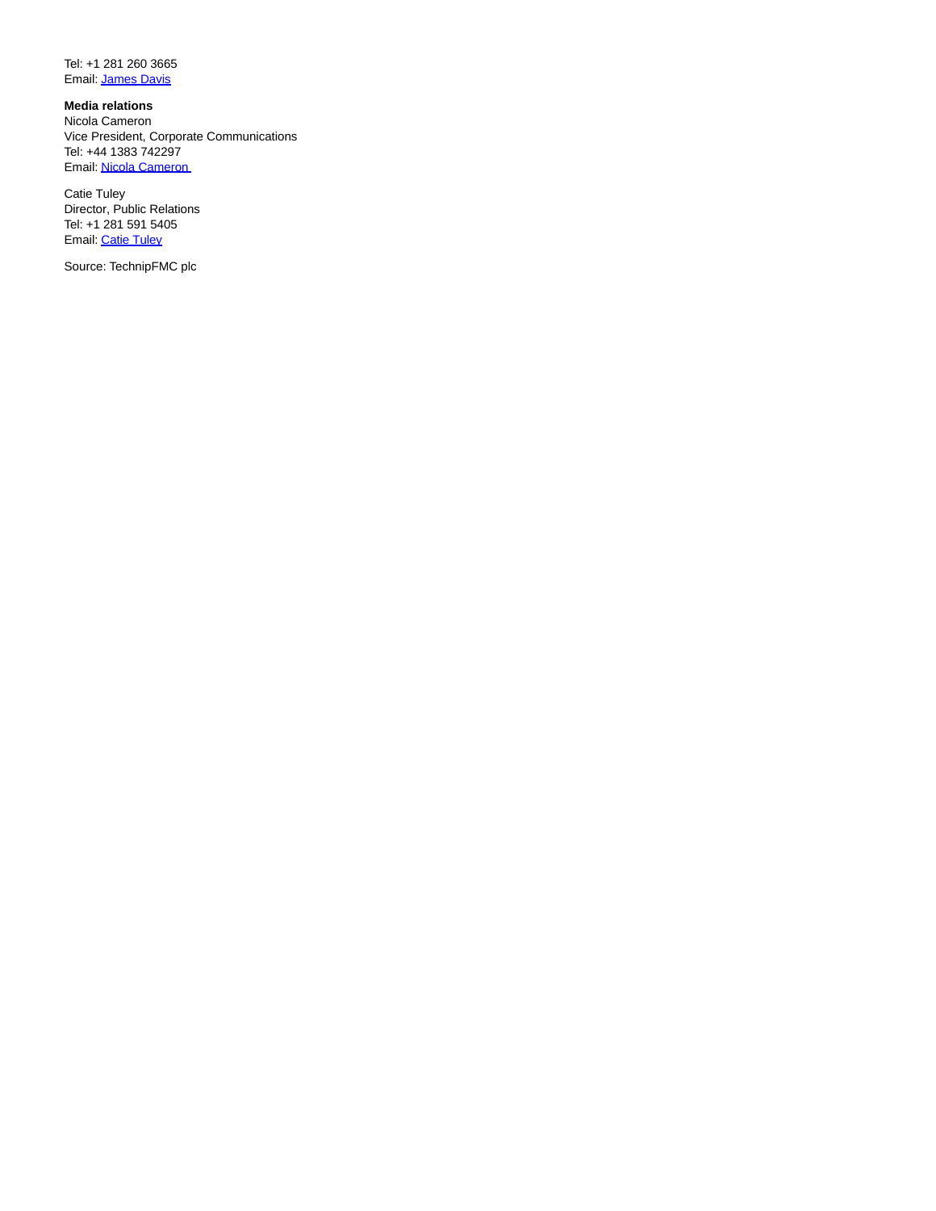Tel: +1 281 260 3665
Email: James Davis

**Media relations**
Nicola Cameron
Vice President, Corporate Communications
Tel: +44 1383 742297
Email: Nicola Cameron

Catie Tuley
Director, Public Relations
Tel: +1 281 591 5405
Email: Catie Tuley

Source: TechnipFMC plc